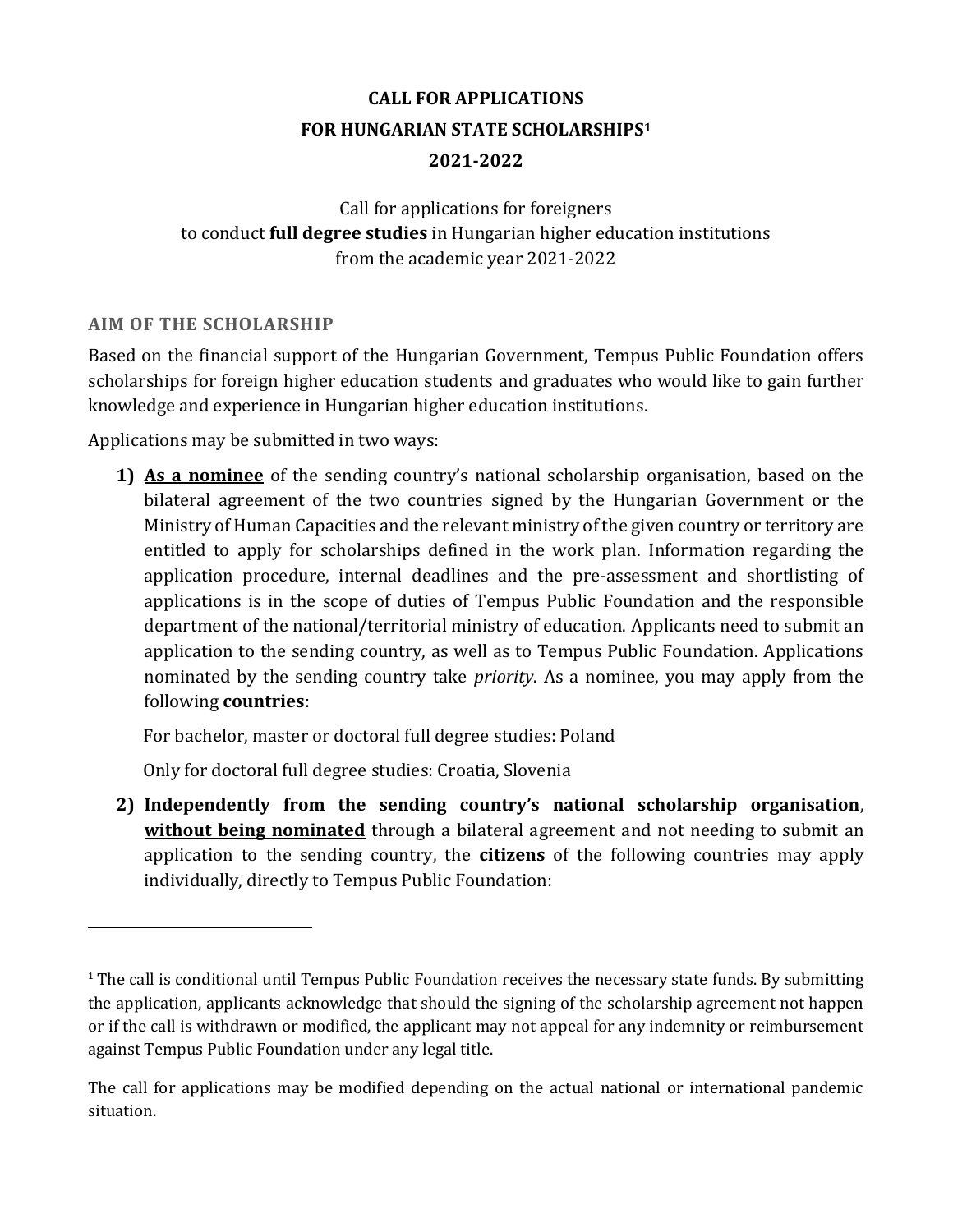# CALL FOR APPLICATIONS
# FOR HUNGARIAN STATE SCHOLARSHIPS[1]
# 2021-2022

Call for applications for foreigners
to conduct **full degree studies** in Hungarian higher education institutions
from the academic year 2021-2022

## AIM OF THE SCHOLARSHIP

Based on the financial support of the Hungarian Government, Tempus Public Foundation offers scholarships for foreign higher education students and graduates who would like to gain further knowledge and experience in Hungarian higher education institutions.

Applications may be submitted in two ways:

1) **As a nominee** of the sending country's national scholarship organisation, based on the bilateral agreement of the two countries signed by the Hungarian Government or the Ministry of Human Capacities and the relevant ministry of the given country or territory are entitled to apply for scholarships defined in the work plan. Information regarding the application procedure, internal deadlines and the pre-assessment and shortlisting of applications is in the scope of duties of Tempus Public Foundation and the responsible department of the national/territorial ministry of education. Applicants need to submit an application to the sending country, as well as to Tempus Public Foundation. Applications nominated by the sending country take *priority*. As a nominee, you may apply from the following **countries**:

   For bachelor, master or doctoral full degree studies: Poland

   Only for doctoral full degree studies: Croatia, Slovenia

2) **Independently from the sending country's national scholarship organisation**, **without being nominated** through a bilateral agreement and not needing to submit an application to the sending country, the **citizens** of the following countries may apply individually, directly to Tempus Public Foundation:

---

[1] The call is conditional until Tempus Public Foundation receives the necessary state funds. By submitting the application, applicants acknowledge that should the signing of the scholarship agreement not happen or if the call is withdrawn or modified, the applicant may not appeal for any indemnity or reimbursement against Tempus Public Foundation under any legal title.

The call for applications may be modified depending on the actual national or international pandemic situation.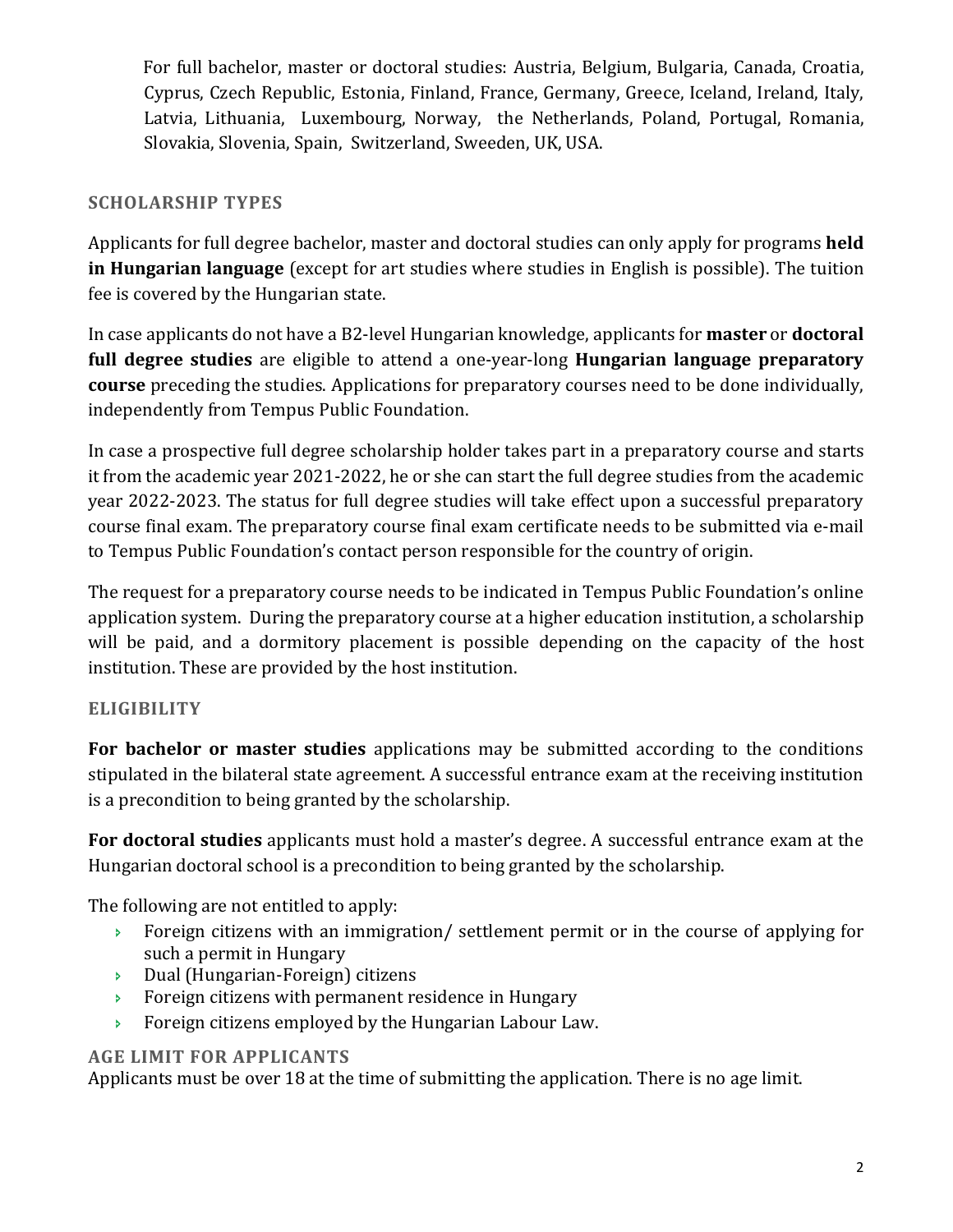For full bachelor, master or doctoral studies: Austria, Belgium, Bulgaria, Canada, Croatia, Cyprus, Czech Republic, Estonia, Finland, France, Germany, Greece, Iceland, Ireland, Italy, Latvia, Lithuania, Luxembourg, Norway, the Netherlands, Poland, Portugal, Romania, Slovakia, Slovenia, Spain, Switzerland, Sweeden, UK, USA.

## SCHOLARSHIP TYPES

Applicants for full degree bachelor, master and doctoral studies can only apply for programs **held in Hungarian language** (except for art studies where studies in English is possible). The tuition fee is covered by the Hungarian state.

In case applicants do not have a B2-level Hungarian knowledge, applicants for **master** or **doctoral full degree studies** are eligible to attend a one-year-long **Hungarian language preparatory course** preceding the studies. Applications for preparatory courses need to be done individually, independently from Tempus Public Foundation.

In case a prospective full degree scholarship holder takes part in a preparatory course and starts it from the academic year 2021-2022, he or she can start the full degree studies from the academic year 2022-2023. The status for full degree studies will take effect upon a successful preparatory course final exam. The preparatory course final exam certificate needs to be submitted via e-mail to Tempus Public Foundation's contact person responsible for the country of origin.

The request for a preparatory course needs to be indicated in Tempus Public Foundation's online application system. During the preparatory course at a higher education institution, a scholarship will be paid, and a dormitory placement is possible depending on the capacity of the host institution. These are provided by the host institution.

## ELIGIBILITY

**For bachelor or master studies** applications may be submitted according to the conditions stipulated in the bilateral state agreement. A successful entrance exam at the receiving institution is a precondition to being granted by the scholarship.

**For doctoral studies** applicants must hold a master's degree. A successful entrance exam at the Hungarian doctoral school is a precondition to being granted by the scholarship.

The following are not entitled to apply:

- Foreign citizens with an immigration/ settlement permit or in the course of applying for such a permit in Hungary
- Dual (Hungarian-Foreign) citizens
- Foreign citizens with permanent residence in Hungary
- Foreign citizens employed by the Hungarian Labour Law.

## AGE LIMIT FOR APPLICANTS

Applicants must be over 18 at the time of submitting the application. There is no age limit.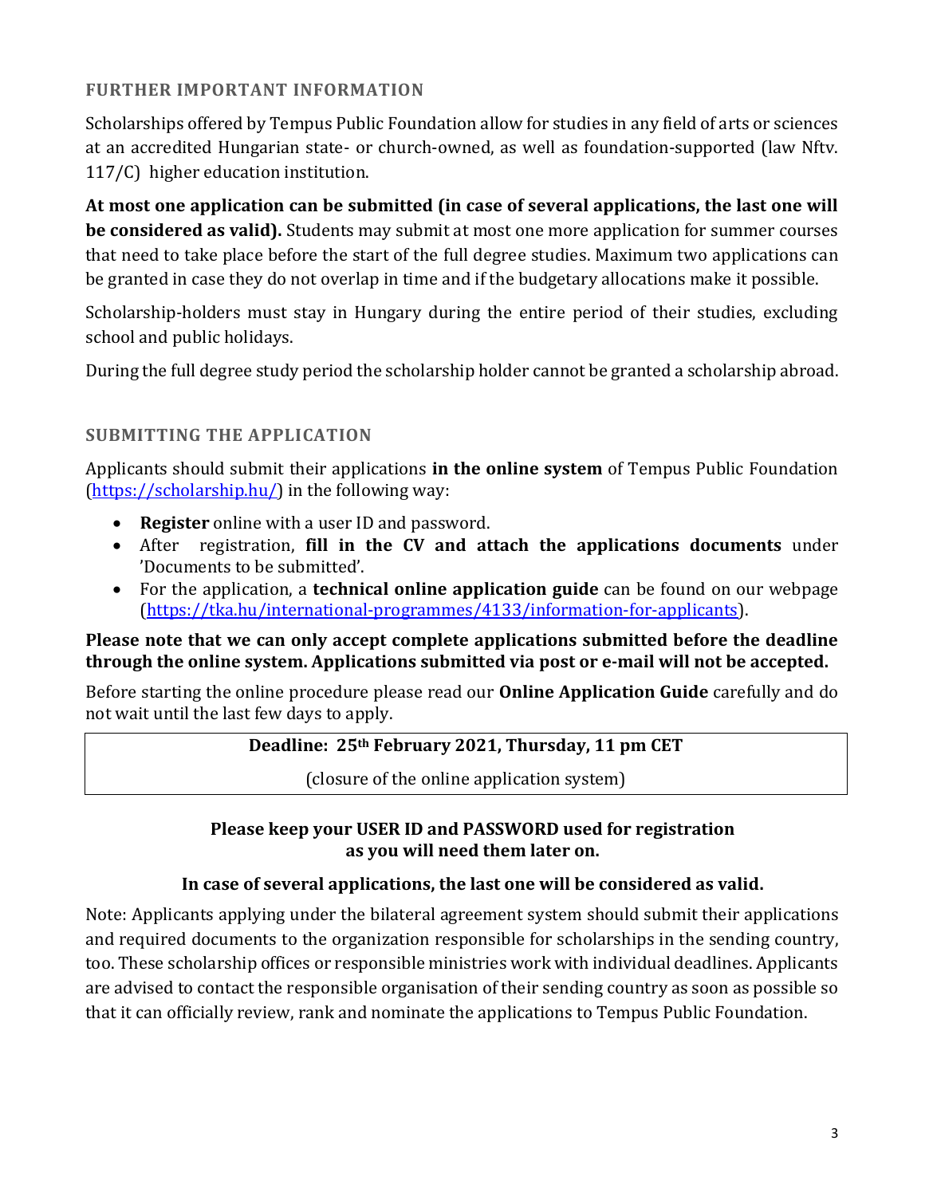## FURTHER IMPORTANT INFORMATION

Scholarships offered by Tempus Public Foundation allow for studies in any field of arts or sciences at an accredited Hungarian state- or church-owned, as well as foundation-supported (law Nftv. 117/C) higher education institution.

**At most one application can be submitted (in case of several applications, the last one will be considered as valid).** Students may submit at most one more application for summer courses that need to take place before the start of the full degree studies. Maximum two applications can be granted in case they do not overlap in time and if the budgetary allocations make it possible.

Scholarship-holders must stay in Hungary during the entire period of their studies, excluding school and public holidays.

During the full degree study period the scholarship holder cannot be granted a scholarship abroad.

## SUBMITTING THE APPLICATION

Applicants should submit their applications **in the online system** of Tempus Public Foundation ([https://scholarship.hu/](https://scholarship.hu/)) in the following way:

- **Register** online with a user ID and password.
- After registration, **fill in the CV and attach the applications documents** under 'Documents to be submitted'.
- For the application, a **technical online application guide** can be found on our webpage ([https://tka.hu/international-programmes/4133/information-for-applicants](https://tka.hu/international-programmes/4133/information-for-applicants)).

**Please note that we can only accept complete applications submitted before the deadline through the online system. Applications submitted via post or e-mail will not be accepted.**

Before starting the online procedure please read our **Online Application Guide** carefully and do not wait until the last few days to apply.

| **Deadline: 25th February 2021, Thursday, 11 pm CET** |
|---|
| (closure of the online application system) |

**Please keep your USER ID and PASSWORD used for registration as you will need them later on.**

**In case of several applications, the last one will be considered as valid.**

Note: Applicants applying under the bilateral agreement system should submit their applications and required documents to the organization responsible for scholarships in the sending country, too. These scholarship offices or responsible ministries work with individual deadlines. Applicants are advised to contact the responsible organisation of their sending country as soon as possible so that it can officially review, rank and nominate the applications to Tempus Public Foundation.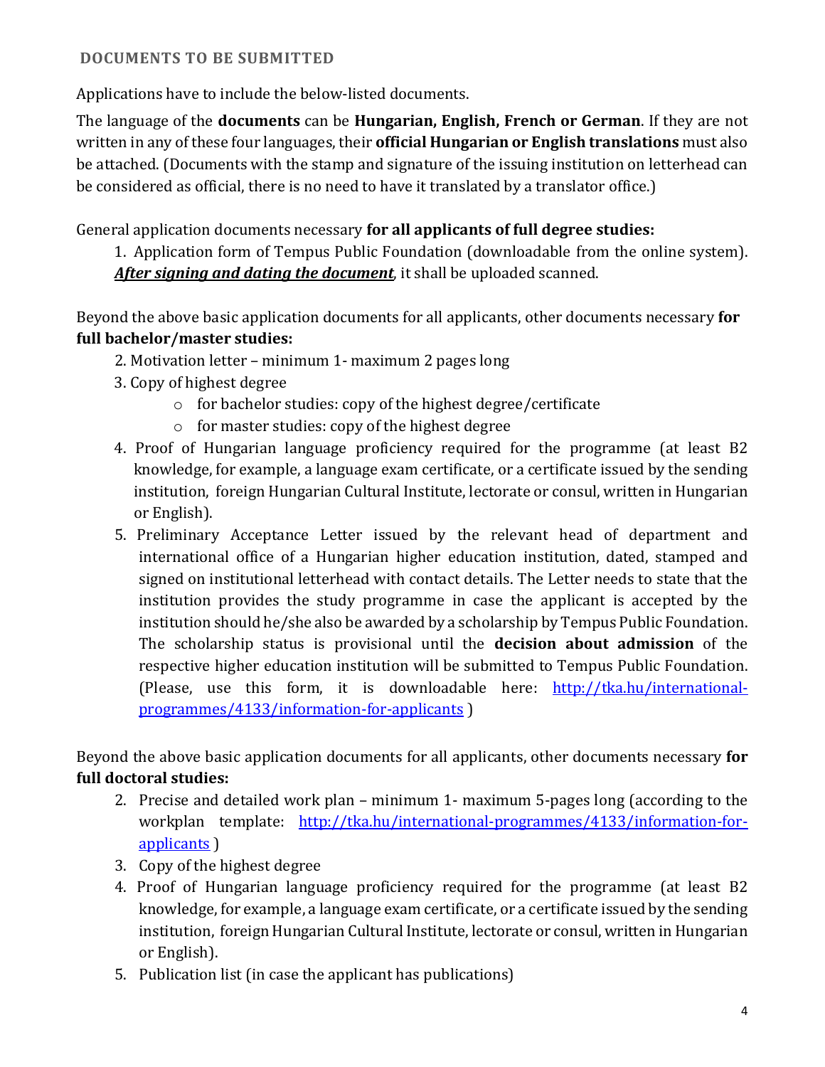## DOCUMENTS TO BE SUBMITTED

Applications have to include the below-listed documents.

The language of the **documents** can be **Hungarian, English, French or German**. If they are not written in any of these four languages, their **official Hungarian or English translations** must also be attached. (Documents with the stamp and signature of the issuing institution on letterhead can be considered as official, there is no need to have it translated by a translator office.)

General application documents necessary **for all applicants of full degree studies:**

1. Application form of Tempus Public Foundation (downloadable from the online system). ***After signing and dating the document***, it shall be uploaded scanned.

Beyond the above basic application documents for all applicants, other documents necessary **for full bachelor/master studies:**

2. Motivation letter – minimum 1- maximum 2 pages long
3. Copy of highest degree
    - for bachelor studies: copy of the highest degree/certificate
    - for master studies: copy of the highest degree
4. Proof of Hungarian language proficiency required for the programme (at least B2 knowledge, for example, a language exam certificate, or a certificate issued by the sending institution, foreign Hungarian Cultural Institute, lectorate or consul, written in Hungarian or English).
5. Preliminary Acceptance Letter issued by the relevant head of department and international office of a Hungarian higher education institution, dated, stamped and signed on institutional letterhead with contact details. The Letter needs to state that the institution provides the study programme in case the applicant is accepted by the institution should he/she also be awarded by a scholarship by Tempus Public Foundation. The scholarship status is provisional until the **decision about admission** of the respective higher education institution will be submitted to Tempus Public Foundation. (Please, use this form, it is downloadable here: [http://tka.hu/international-programmes/4133/information-for-applicants](http://tka.hu/international-programmes/4133/information-for-applicants) )

Beyond the above basic application documents for all applicants, other documents necessary **for full doctoral studies:**

2. Precise and detailed work plan – minimum 1- maximum 5-pages long (according to the workplan template: [http://tka.hu/international-programmes/4133/information-for-applicants](http://tka.hu/international-programmes/4133/information-for-applicants) )
3. Copy of the highest degree
4. Proof of Hungarian language proficiency required for the programme (at least B2 knowledge, for example, a language exam certificate, or a certificate issued by the sending institution, foreign Hungarian Cultural Institute, lectorate or consul, written in Hungarian or English).
5. Publication list (in case the applicant has publications)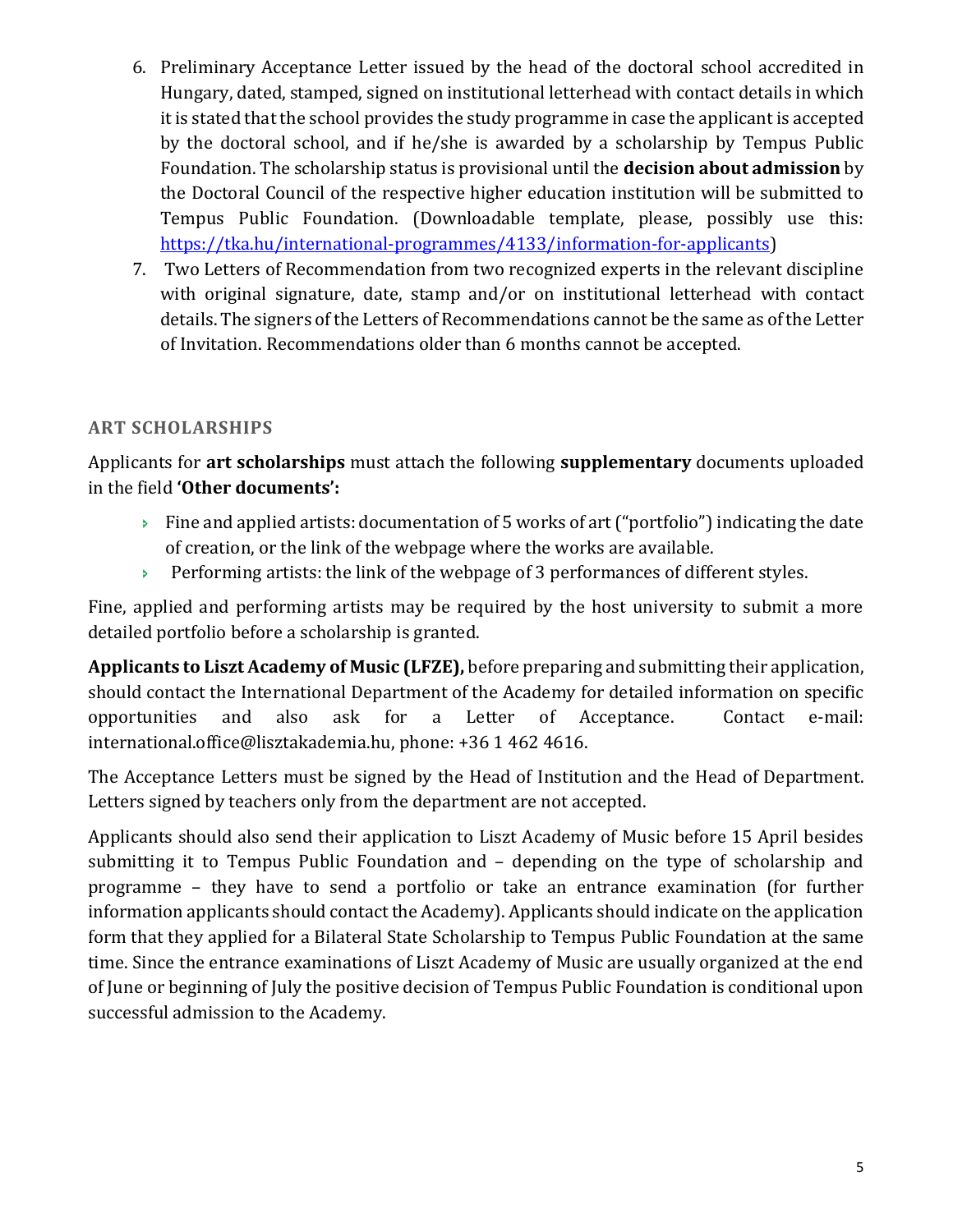6. Preliminary Acceptance Letter issued by the head of the doctoral school accredited in Hungary, dated, stamped, signed on institutional letterhead with contact details in which it is stated that the school provides the study programme in case the applicant is accepted by the doctoral school, and if he/she is awarded by a scholarship by Tempus Public Foundation. The scholarship status is provisional until the **decision about admission** by the Doctoral Council of the respective higher education institution will be submitted to Tempus Public Foundation. (Downloadable template, please, possibly use this: [https://tka.hu/international-programmes/4133/information-for-applicants](https://tka.hu/international-programmes/4133/information-for-applicants))
7. Two Letters of Recommendation from two recognized experts in the relevant discipline with original signature, date, stamp and/or on institutional letterhead with contact details. The signers of the Letters of Recommendations cannot be the same as of the Letter of Invitation. Recommendations older than 6 months cannot be accepted.

## ART SCHOLARSHIPS

Applicants for **art scholarships** must attach the following **supplementary** documents uploaded in the field **'Other documents':**

- Fine and applied artists: documentation of 5 works of art ("portfolio") indicating the date of creation, or the link of the webpage where the works are available.
- Performing artists: the link of the webpage of 3 performances of different styles.

Fine, applied and performing artists may be required by the host university to submit a more detailed portfolio before a scholarship is granted.

**Applicants to Liszt Academy of Music (LFZE),** before preparing and submitting their application, should contact the International Department of the Academy for detailed information on specific opportunities and also ask for a Letter of Acceptance. Contact e-mail: international.office@lisztakademia.hu, phone: +36 1 462 4616.

The Acceptance Letters must be signed by the Head of Institution and the Head of Department. Letters signed by teachers only from the department are not accepted.

Applicants should also send their application to Liszt Academy of Music before 15 April besides submitting it to Tempus Public Foundation and – depending on the type of scholarship and programme – they have to send a portfolio or take an entrance examination (for further information applicants should contact the Academy). Applicants should indicate on the application form that they applied for a Bilateral State Scholarship to Tempus Public Foundation at the same time. Since the entrance examinations of Liszt Academy of Music are usually organized at the end of June or beginning of July the positive decision of Tempus Public Foundation is conditional upon successful admission to the Academy.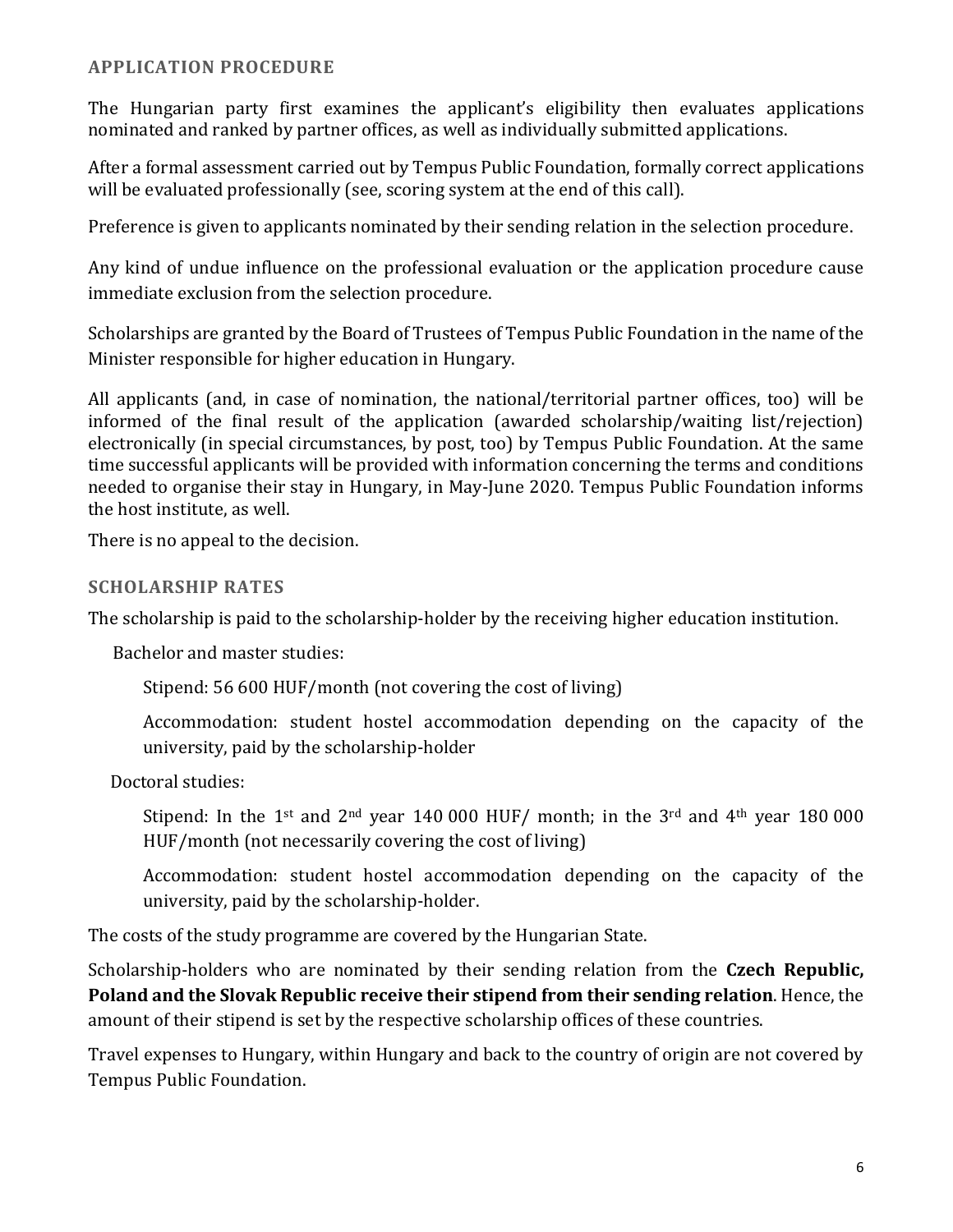## APPLICATION PROCEDURE

The Hungarian party first examines the applicant's eligibility then evaluates applications nominated and ranked by partner offices, as well as individually submitted applications.

After a formal assessment carried out by Tempus Public Foundation, formally correct applications will be evaluated professionally (see, scoring system at the end of this call).

Preference is given to applicants nominated by their sending relation in the selection procedure.

Any kind of undue influence on the professional evaluation or the application procedure cause immediate exclusion from the selection procedure.

Scholarships are granted by the Board of Trustees of Tempus Public Foundation in the name of the Minister responsible for higher education in Hungary.

All applicants (and, in case of nomination, the national/territorial partner offices, too) will be informed of the final result of the application (awarded scholarship/waiting list/rejection) electronically (in special circumstances, by post, too) by Tempus Public Foundation. At the same time successful applicants will be provided with information concerning the terms and conditions needed to organise their stay in Hungary, in May-June 2020. Tempus Public Foundation informs the host institute, as well.

There is no appeal to the decision.

## SCHOLARSHIP RATES

The scholarship is paid to the scholarship-holder by the receiving higher education institution.

Bachelor and master studies:

Stipend: 56 600 HUF/month (not covering the cost of living)

Accommodation: student hostel accommodation depending on the capacity of the university, paid by the scholarship-holder

Doctoral studies:

Stipend: In the 1st and 2nd year 140 000 HUF/ month; in the 3rd and 4th year 180 000 HUF/month (not necessarily covering the cost of living)

Accommodation: student hostel accommodation depending on the capacity of the university, paid by the scholarship-holder.

The costs of the study programme are covered by the Hungarian State.

Scholarship-holders who are nominated by their sending relation from the **Czech Republic, Poland and the Slovak Republic receive their stipend from their sending relation**. Hence, the amount of their stipend is set by the respective scholarship offices of these countries.

Travel expenses to Hungary, within Hungary and back to the country of origin are not covered by Tempus Public Foundation.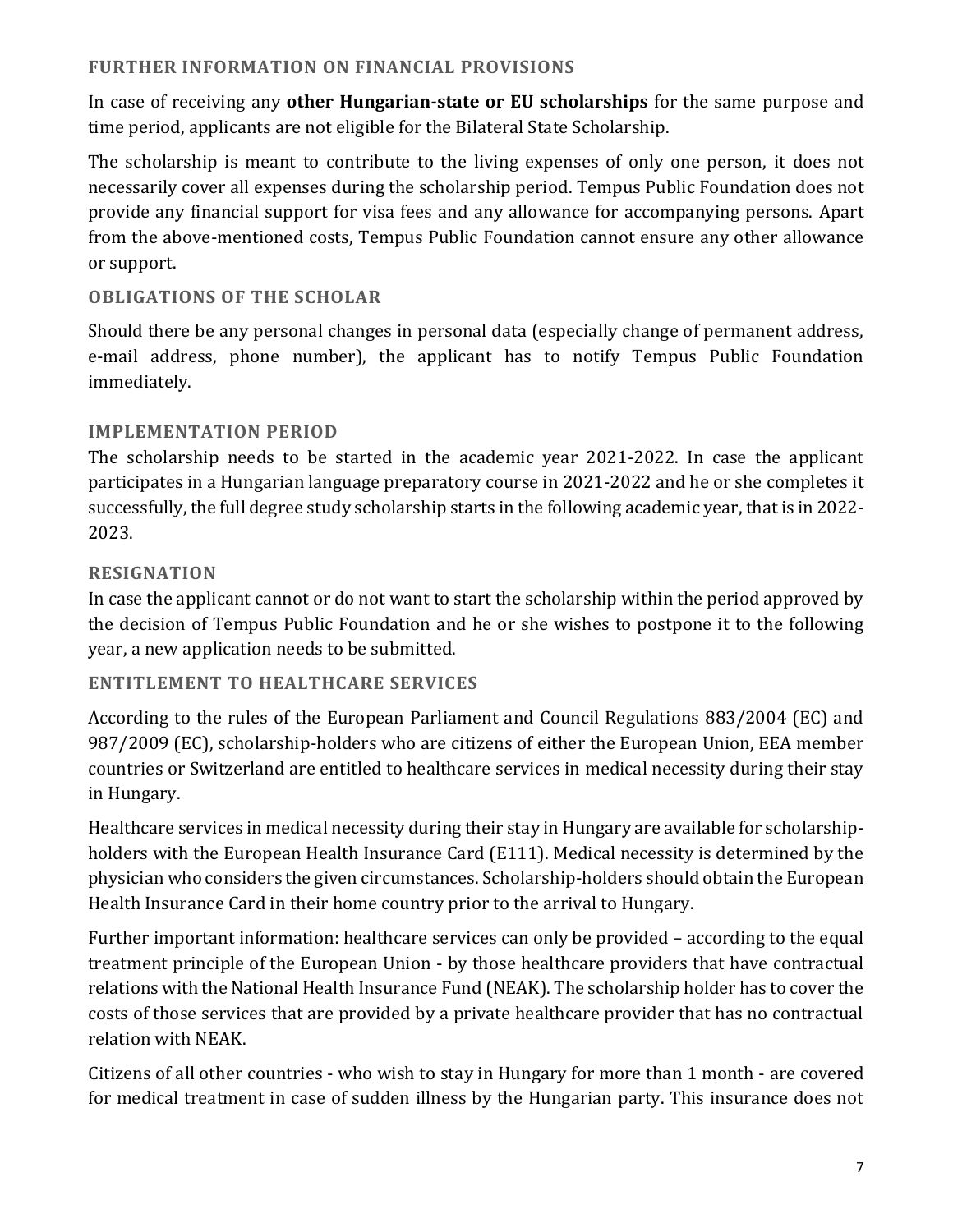## FURTHER INFORMATION ON FINANCIAL PROVISIONS

In case of receiving any **other Hungarian-state or EU scholarships** for the same purpose and time period, applicants are not eligible for the Bilateral State Scholarship.

The scholarship is meant to contribute to the living expenses of only one person, it does not necessarily cover all expenses during the scholarship period. Tempus Public Foundation does not provide any financial support for visa fees and any allowance for accompanying persons. Apart from the above-mentioned costs, Tempus Public Foundation cannot ensure any other allowance or support.

## OBLIGATIONS OF THE SCHOLAR

Should there be any personal changes in personal data (especially change of permanent address, e-mail address, phone number), the applicant has to notify Tempus Public Foundation immediately.

## IMPLEMENTATION PERIOD

The scholarship needs to be started in the academic year 2021-2022. In case the applicant participates in a Hungarian language preparatory course in 2021-2022 and he or she completes it successfully, the full degree study scholarship starts in the following academic year, that is in 2022-2023.

## RESIGNATION

In case the applicant cannot or do not want to start the scholarship within the period approved by the decision of Tempus Public Foundation and he or she wishes to postpone it to the following year, a new application needs to be submitted.

## ENTITLEMENT TO HEALTHCARE SERVICES

According to the rules of the European Parliament and Council Regulations 883/2004 (EC) and 987/2009 (EC), scholarship-holders who are citizens of either the European Union, EEA member countries or Switzerland are entitled to healthcare services in medical necessity during their stay in Hungary.

Healthcare services in medical necessity during their stay in Hungary are available for scholarship-holders with the European Health Insurance Card (E111). Medical necessity is determined by the physician who considers the given circumstances. Scholarship-holders should obtain the European Health Insurance Card in their home country prior to the arrival to Hungary.

Further important information: healthcare services can only be provided – according to the equal treatment principle of the European Union - by those healthcare providers that have contractual relations with the National Health Insurance Fund (NEAK). The scholarship holder has to cover the costs of those services that are provided by a private healthcare provider that has no contractual relation with NEAK.

Citizens of all other countries - who wish to stay in Hungary for more than 1 month - are covered for medical treatment in case of sudden illness by the Hungarian party. This insurance does not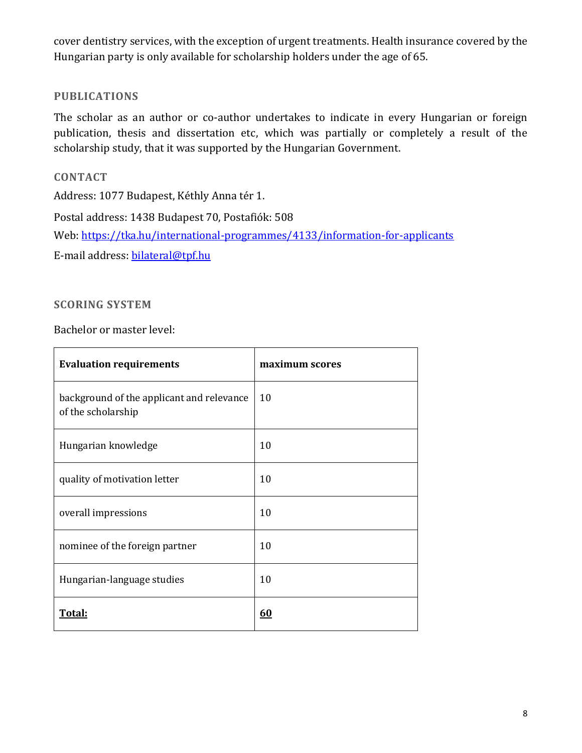cover dentistry services, with the exception of urgent treatments. Health insurance covered by the Hungarian party is only available for scholarship holders under the age of 65.

## PUBLICATIONS

The scholar as an author or co-author undertakes to indicate in every Hungarian or foreign publication, thesis and dissertation etc, which was partially or completely a result of the scholarship study, that it was supported by the Hungarian Government.

## CONTACT

Address: 1077 Budapest, Kéthly Anna tér 1.

Postal address: 1438 Budapest 70, Postafiók: 508

Web: https://tka.hu/international-programmes/4133/information-for-applicants

E-mail address: bilateral@tpf.hu

## SCORING SYSTEM

Bachelor or master level:

| **Evaluation requirements** | **maximum scores** |
|---|---|
| background of the applicant and relevance of the scholarship | 10 |
| Hungarian knowledge | 10 |
| quality of motivation letter | 10 |
| overall impressions | 10 |
| nominee of the foreign partner | 10 |
| Hungarian-language studies | 10 |
| **Total:** | **60** |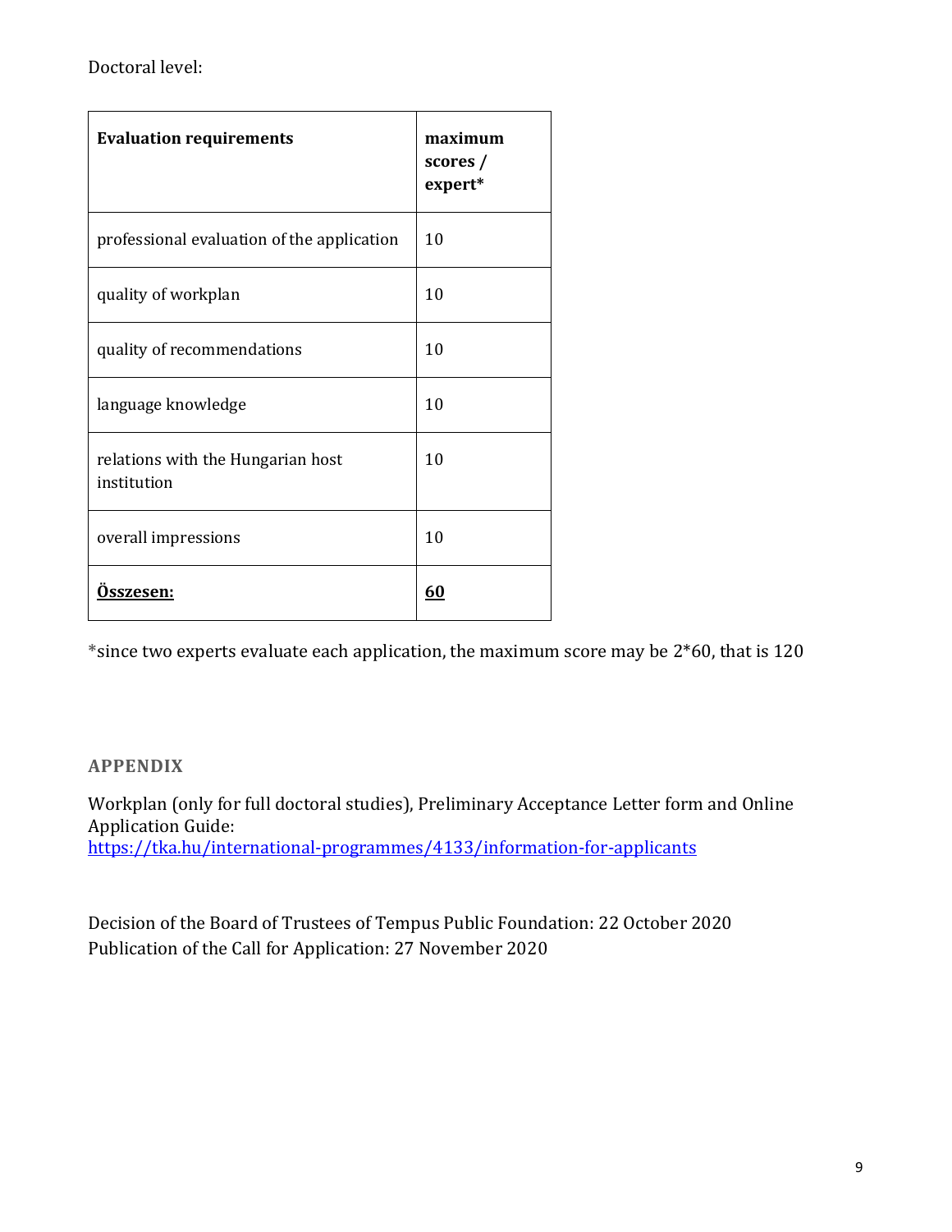Doctoral level:

| **Evaluation requirements** | **maximum scores / expert*** |
| --- | --- |
| professional evaluation of the application | 10 |
| quality of workplan | 10 |
| quality of recommendations | 10 |
| language knowledge | 10 |
| relations with the Hungarian host institution | 10 |
| overall impressions | 10 |
| **Összesen:** | **60** |

*since two experts evaluate each application, the maximum score may be 2*60, that is 120

## APPENDIX

Workplan (only for full doctoral studies), Preliminary Acceptance Letter form and Online Application Guide:
https://tka.hu/international-programmes/4133/information-for-applicants

Decision of the Board of Trustees of Tempus Public Foundation: 22 October 2020
Publication of the Call for Application: 27 November 2020